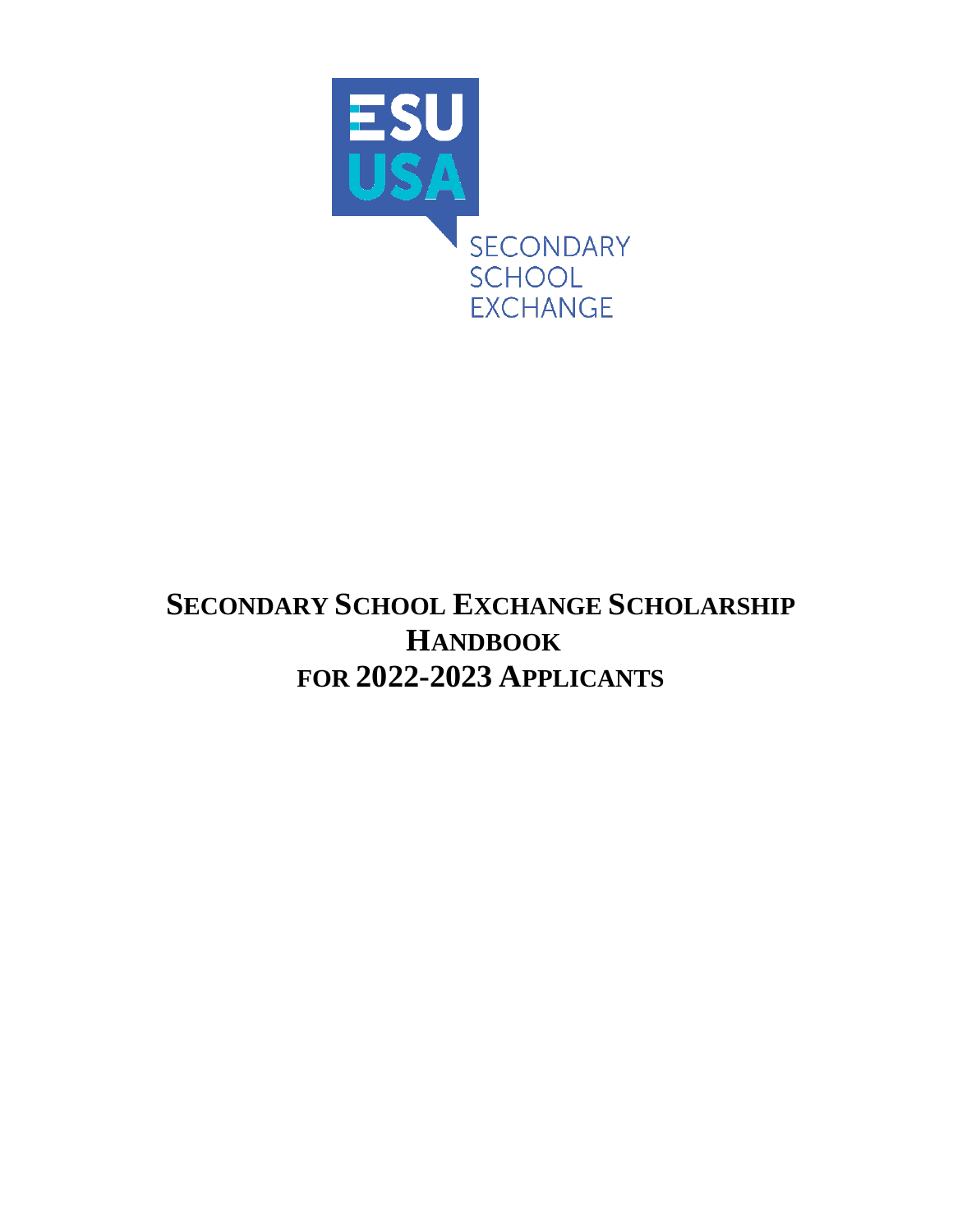ESU USA

SECONDARY SCHOOL EXCHANGE

# SECONDARY SCHOOL EXCHANGE SCHOLARSHIP HANDBOOK FOR 2022-2023 APPLICANTS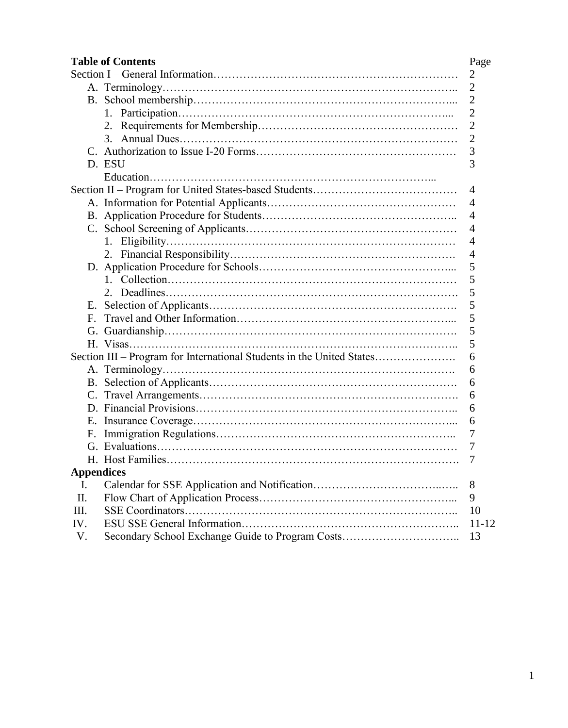**Table of Contents**

| | Page |
|---|---|
| Section I – General Information | 2 |
| A. Terminology | 2 |
| B. School membership | 2 |
| 1. Participation | 2 |
| 2. Requirements for Membership | 2 |
| 3. Annual Dues | 2 |
| C. Authorization to Issue I-20 Forms | 3 |
| D. ESU Education | 3 |
| Section II – Program for United States-based Students | 4 |
| A. Information for Potential Applicants | 4 |
| B. Application Procedure for Students | 4 |
| C. School Screening of Applicants | 4 |
| 1. Eligibility | 4 |
| 2. Financial Responsibility | 4 |
| D. Application Procedure for Schools | 5 |
| 1. Collection | 5 |
| 2. Deadlines | 5 |
| E. Selection of Applicants | 5 |
| F. Travel and Other Information | 5 |
| G. Guardianship | 5 |
| H. Visas | 5 |
| Section III – Program for International Students in the United States | 6 |
| A. Terminology | 6 |
| B. Selection of Applicants | 6 |
| C. Travel Arrangements | 6 |
| D. Financial Provisions | 6 |
| E. Insurance Coverage | 6 |
| F. Immigration Regulations | 7 |
| G. Evaluations | 7 |
| H. Host Families | 7 |
| **Appendices** | |
| I. Calendar for SSE Application and Notification | 8 |
| II. Flow Chart of Application Process | 9 |
| III. SSE Coordinators | 10 |
| IV. ESU SSE General Information | 11-12 |
| V. Secondary School Exchange Guide to Program Costs | 13 |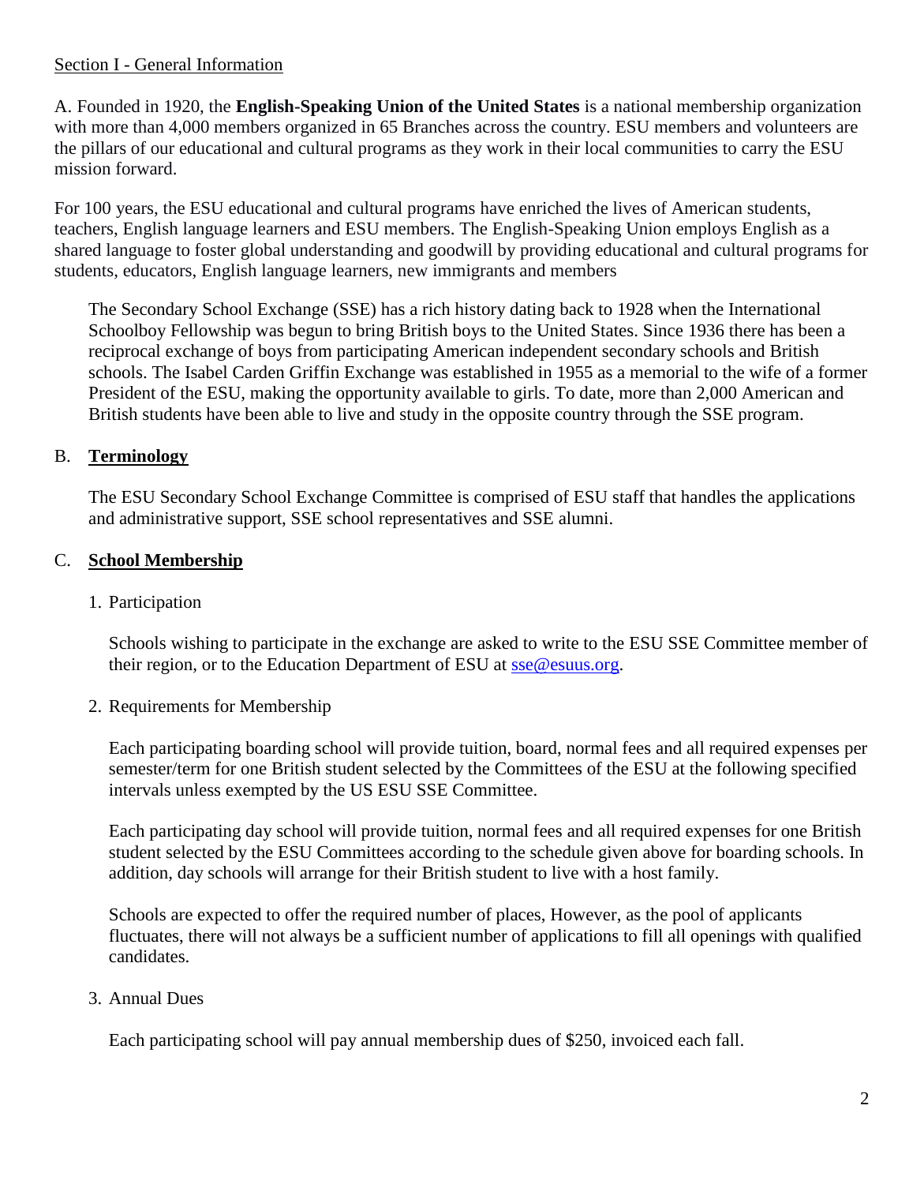## Section I - General Information

A. Founded in 1920, the **English-Speaking Union of the United States** is a national membership organization with more than 4,000 members organized in 65 Branches across the country. ESU members and volunteers are the pillars of our educational and cultural programs as they work in their local communities to carry the ESU mission forward.

For 100 years, the ESU educational and cultural programs have enriched the lives of American students, teachers, English language learners and ESU members. The English-Speaking Union employs English as a shared language to foster global understanding and goodwill by providing educational and cultural programs for students, educators, English language learners, new immigrants and members

The Secondary School Exchange (SSE) has a rich history dating back to 1928 when the International Schoolboy Fellowship was begun to bring British boys to the United States. Since 1936 there has been a reciprocal exchange of boys from participating American independent secondary schools and British schools. The Isabel Carden Griffin Exchange was established in 1955 as a memorial to the wife of a former President of the ESU, making the opportunity available to girls. To date, more than 2,000 American and British students have been able to live and study in the opposite country through the SSE program.

### B. Terminology

The ESU Secondary School Exchange Committee is comprised of ESU staff that handles the applications and administrative support, SSE school representatives and SSE alumni.

### C. School Membership

1. Participation

   Schools wishing to participate in the exchange are asked to write to the ESU SSE Committee member of their region, or to the Education Department of ESU at sse@esuus.org.

2. Requirements for Membership

   Each participating boarding school will provide tuition, board, normal fees and all required expenses per semester/term for one British student selected by the Committees of the ESU at the following specified intervals unless exempted by the US ESU SSE Committee.

   Each participating day school will provide tuition, normal fees and all required expenses for one British student selected by the ESU Committees according to the schedule given above for boarding schools. In addition, day schools will arrange for their British student to live with a host family.

   Schools are expected to offer the required number of places, However, as the pool of applicants fluctuates, there will not always be a sufficient number of applications to fill all openings with qualified candidates.

3. Annual Dues

   Each participating school will pay annual membership dues of $250, invoiced each fall.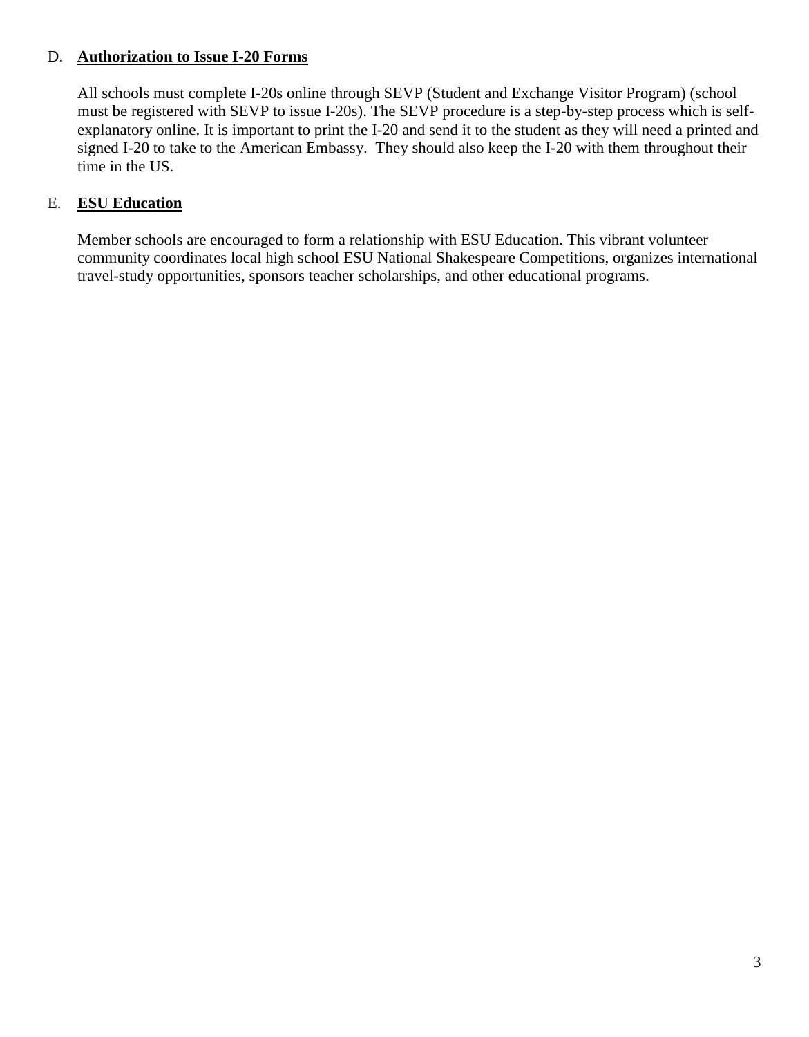### D. **Authorization to Issue I-20 Forms**

All schools must complete I-20s online through SEVP (Student and Exchange Visitor Program) (school must be registered with SEVP to issue I-20s). The SEVP procedure is a step-by-step process which is self-explanatory online. It is important to print the I-20 and send it to the student as they will need a printed and signed I-20 to take to the American Embassy. They should also keep the I-20 with them throughout their time in the US.

### E. **ESU Education**

Member schools are encouraged to form a relationship with ESU Education. This vibrant volunteer community coordinates local high school ESU National Shakespeare Competitions, organizes international travel-study opportunities, sponsors teacher scholarships, and other educational programs.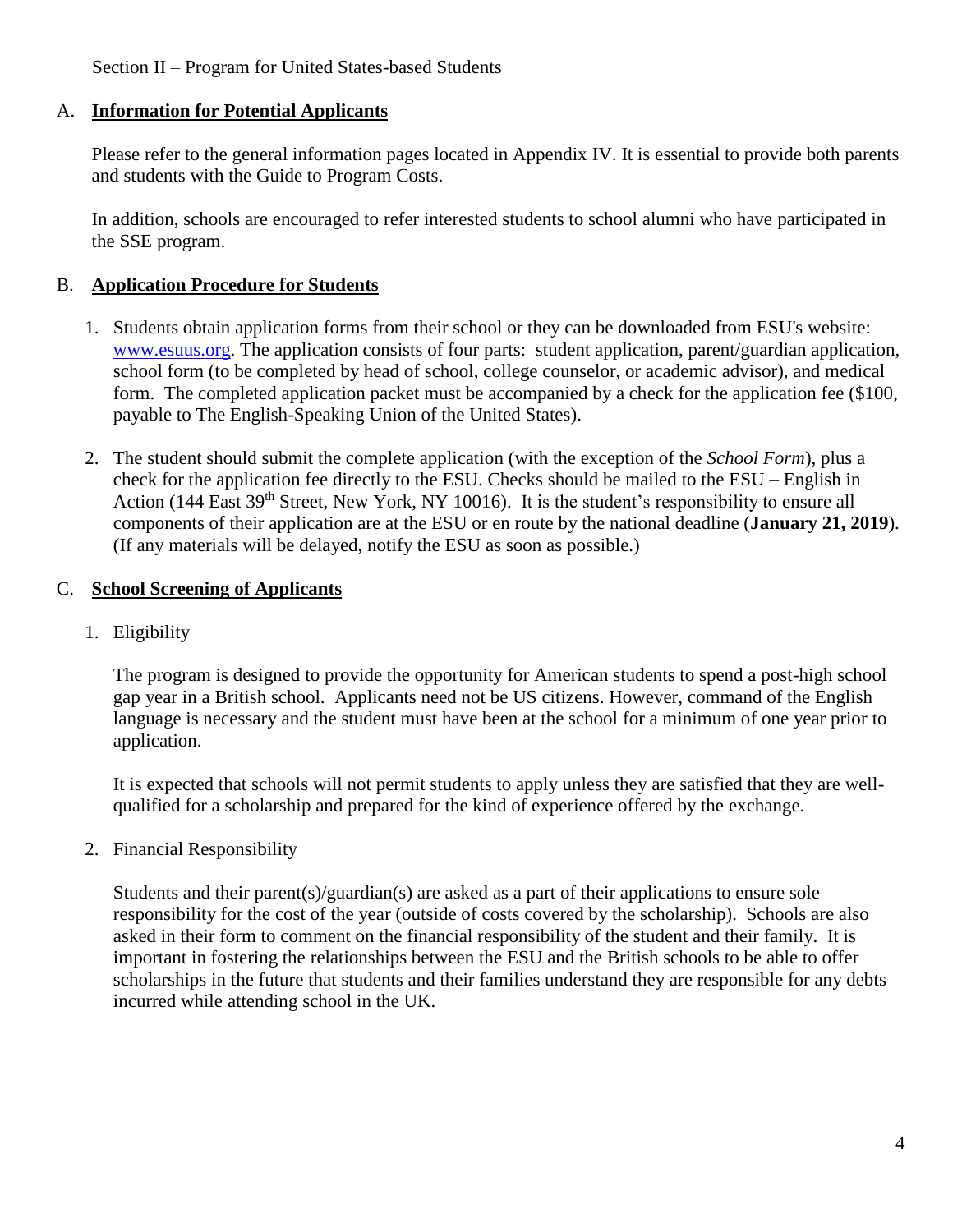Section II – Program for United States-based Students

## A. **Information for Potential Applicants**

Please refer to the general information pages located in Appendix IV. It is essential to provide both parents and students with the Guide to Program Costs.

In addition, schools are encouraged to refer interested students to school alumni who have participated in the SSE program.

## B. **Application Procedure for Students**

1. Students obtain application forms from their school or they can be downloaded from ESU's website: www.esuus.org. The application consists of four parts: student application, parent/guardian application, school form (to be completed by head of school, college counselor, or academic advisor), and medical form. The completed application packet must be accompanied by a check for the application fee ($100, payable to The English-Speaking Union of the United States).

2. The student should submit the complete application (with the exception of the *School Form*), plus a check for the application fee directly to the ESU. Checks should be mailed to the ESU – English in Action (144 East 39th Street, New York, NY 10016). It is the student's responsibility to ensure all components of their application are at the ESU or en route by the national deadline (**January 21, 2019**). (If any materials will be delayed, notify the ESU as soon as possible.)

## C. **School Screening of Applicants**

1. Eligibility

   The program is designed to provide the opportunity for American students to spend a post-high school gap year in a British school. Applicants need not be US citizens. However, command of the English language is necessary and the student must have been at the school for a minimum of one year prior to application.

   It is expected that schools will not permit students to apply unless they are satisfied that they are well-qualified for a scholarship and prepared for the kind of experience offered by the exchange.

2. Financial Responsibility

   Students and their parent(s)/guardian(s) are asked as a part of their applications to ensure sole responsibility for the cost of the year (outside of costs covered by the scholarship). Schools are also asked in their form to comment on the financial responsibility of the student and their family. It is important in fostering the relationships between the ESU and the British schools to be able to offer scholarships in the future that students and their families understand they are responsible for any debts incurred while attending school in the UK.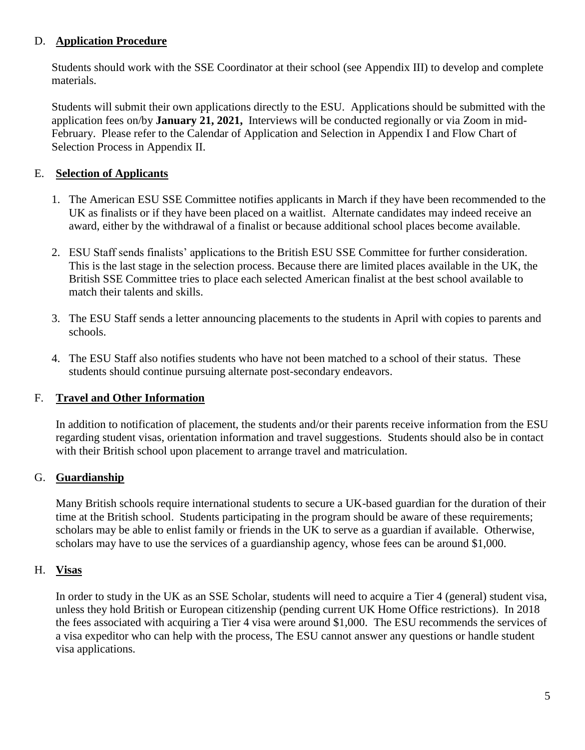## D. **Application Procedure**

Students should work with the SSE Coordinator at their school (see Appendix III) to develop and complete materials.

Students will submit their own applications directly to the ESU. Applications should be submitted with the application fees on/by **January 21, 2021,** Interviews will be conducted regionally or via Zoom in mid-February. Please refer to the Calendar of Application and Selection in Appendix I and Flow Chart of Selection Process in Appendix II.

## E. **Selection of Applicants**

1. The American ESU SSE Committee notifies applicants in March if they have been recommended to the UK as finalists or if they have been placed on a waitlist. Alternate candidates may indeed receive an award, either by the withdrawal of a finalist or because additional school places become available.
2. ESU Staff sends finalists' applications to the British ESU SSE Committee for further consideration. This is the last stage in the selection process. Because there are limited places available in the UK, the British SSE Committee tries to place each selected American finalist at the best school available to match their talents and skills.
3. The ESU Staff sends a letter announcing placements to the students in April with copies to parents and schools.
4. The ESU Staff also notifies students who have not been matched to a school of their status. These students should continue pursuing alternate post-secondary endeavors.

## F. **Travel and Other Information**

In addition to notification of placement, the students and/or their parents receive information from the ESU regarding student visas, orientation information and travel suggestions. Students should also be in contact with their British school upon placement to arrange travel and matriculation.

## G. **Guardianship**

Many British schools require international students to secure a UK-based guardian for the duration of their time at the British school. Students participating in the program should be aware of these requirements; scholars may be able to enlist family or friends in the UK to serve as a guardian if available. Otherwise, scholars may have to use the services of a guardianship agency, whose fees can be around $1,000.

## H. **Visas**

In order to study in the UK as an SSE Scholar, students will need to acquire a Tier 4 (general) student visa, unless they hold British or European citizenship (pending current UK Home Office restrictions). In 2018 the fees associated with acquiring a Tier 4 visa were around $1,000. The ESU recommends the services of a visa expeditor who can help with the process, The ESU cannot answer any questions or handle student visa applications.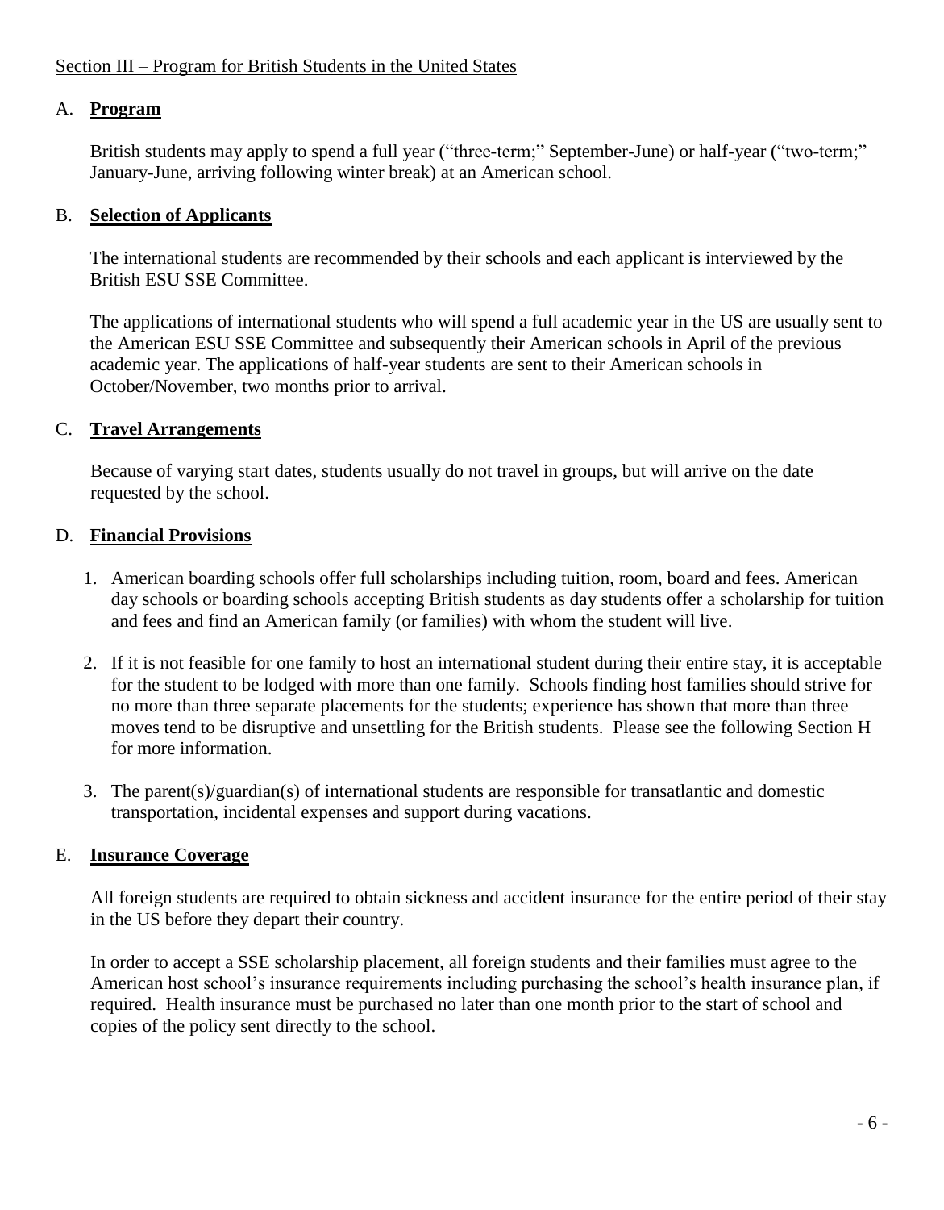Section III – Program for British Students in the United States

## A. **Program**

British students may apply to spend a full year ("three-term;" September-June) or half-year ("two-term;" January-June, arriving following winter break) at an American school.

## B. **Selection of Applicants**

The international students are recommended by their schools and each applicant is interviewed by the British ESU SSE Committee.

The applications of international students who will spend a full academic year in the US are usually sent to the American ESU SSE Committee and subsequently their American schools in April of the previous academic year. The applications of half-year students are sent to their American schools in October/November, two months prior to arrival.

## C. **Travel Arrangements**

Because of varying start dates, students usually do not travel in groups, but will arrive on the date requested by the school.

## D. **Financial Provisions**

1. American boarding schools offer full scholarships including tuition, room, board and fees. American day schools or boarding schools accepting British students as day students offer a scholarship for tuition and fees and find an American family (or families) with whom the student will live.
2. If it is not feasible for one family to host an international student during their entire stay, it is acceptable for the student to be lodged with more than one family. Schools finding host families should strive for no more than three separate placements for the students; experience has shown that more than three moves tend to be disruptive and unsettling for the British students. Please see the following Section H for more information.
3. The parent(s)/guardian(s) of international students are responsible for transatlantic and domestic transportation, incidental expenses and support during vacations.

## E. **Insurance Coverage**

All foreign students are required to obtain sickness and accident insurance for the entire period of their stay in the US before they depart their country.

In order to accept a SSE scholarship placement, all foreign students and their families must agree to the American host school's insurance requirements including purchasing the school's health insurance plan, if required. Health insurance must be purchased no later than one month prior to the start of school and copies of the policy sent directly to the school.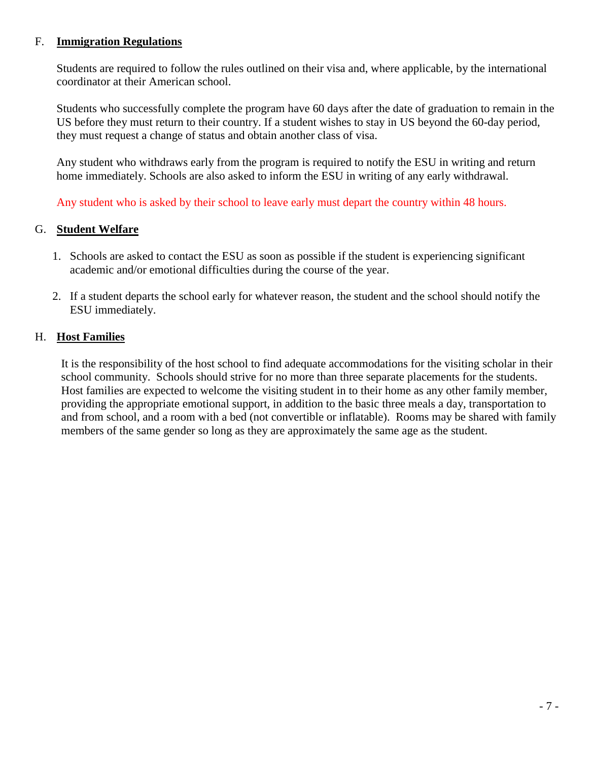## F. Immigration Regulations

Students are required to follow the rules outlined on their visa and, where applicable, by the international coordinator at their American school.

Students who successfully complete the program have 60 days after the date of graduation to remain in the US before they must return to their country. If a student wishes to stay in US beyond the 60-day period, they must request a change of status and obtain another class of visa.

Any student who withdraws early from the program is required to notify the ESU in writing and return home immediately. Schools are also asked to inform the ESU in writing of any early withdrawal.

Any student who is asked by their school to leave early must depart the country within 48 hours.

## G. Student Welfare

1. Schools are asked to contact the ESU as soon as possible if the student is experiencing significant academic and/or emotional difficulties during the course of the year.
2. If a student departs the school early for whatever reason, the student and the school should notify the ESU immediately.

## H. Host Families

It is the responsibility of the host school to find adequate accommodations for the visiting scholar in their school community. Schools should strive for no more than three separate placements for the students. Host families are expected to welcome the visiting student in to their home as any other family member, providing the appropriate emotional support, in addition to the basic three meals a day, transportation to and from school, and a room with a bed (not convertible or inflatable). Rooms may be shared with family members of the same gender so long as they are approximately the same age as the student.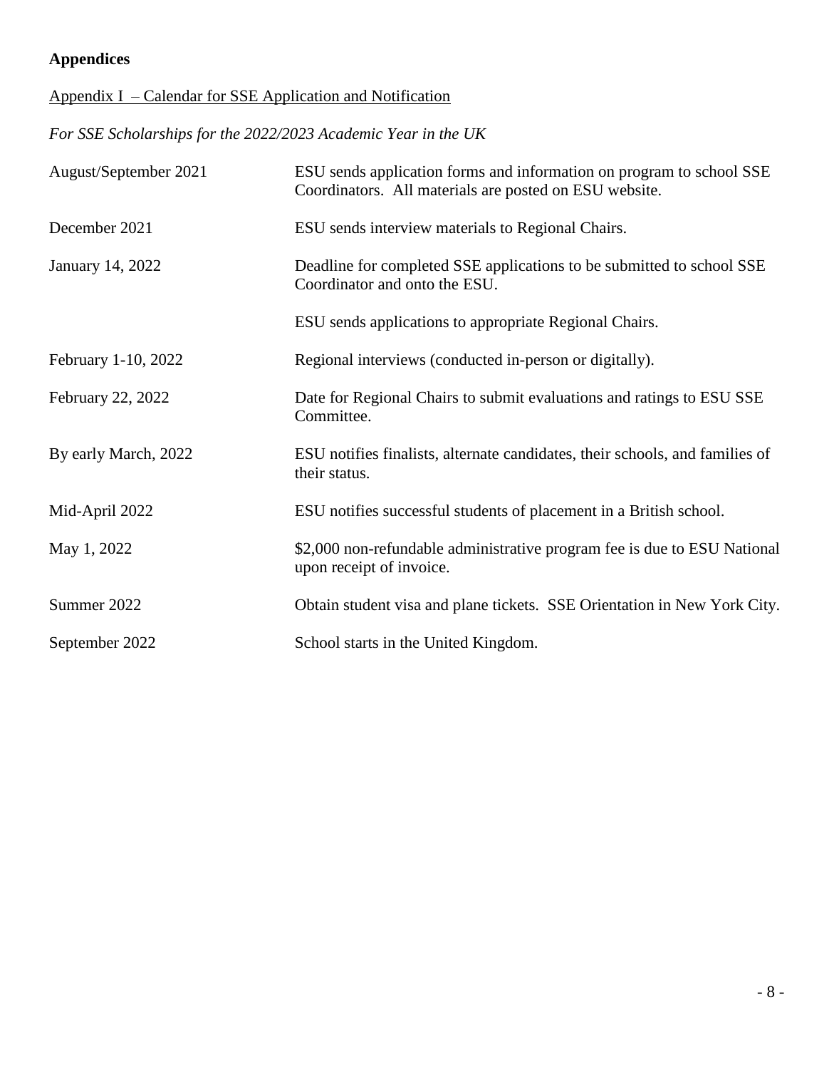## Appendices

Appendix I – Calendar for SSE Application and Notification

*For SSE Scholarships for the 2022/2023 Academic Year in the UK*

| | |
|---|---|
| August/September 2021 | ESU sends application forms and information on program to school SSE Coordinators. All materials are posted on ESU website. |
| December 2021 | ESU sends interview materials to Regional Chairs. |
| January 14, 2022 | Deadline for completed SSE applications to be submitted to school SSE Coordinator and onto the ESU. |
| | ESU sends applications to appropriate Regional Chairs. |
| February 1-10, 2022 | Regional interviews (conducted in-person or digitally). |
| February 22, 2022 | Date for Regional Chairs to submit evaluations and ratings to ESU SSE Committee. |
| By early March, 2022 | ESU notifies finalists, alternate candidates, their schools, and families of their status. |
| Mid-April 2022 | ESU notifies successful students of placement in a British school. |
| May 1, 2022 | $2,000 non-refundable administrative program fee is due to ESU National upon receipt of invoice. |
| Summer 2022 | Obtain student visa and plane tickets. SSE Orientation in New York City. |
| September 2022 | School starts in the United Kingdom. |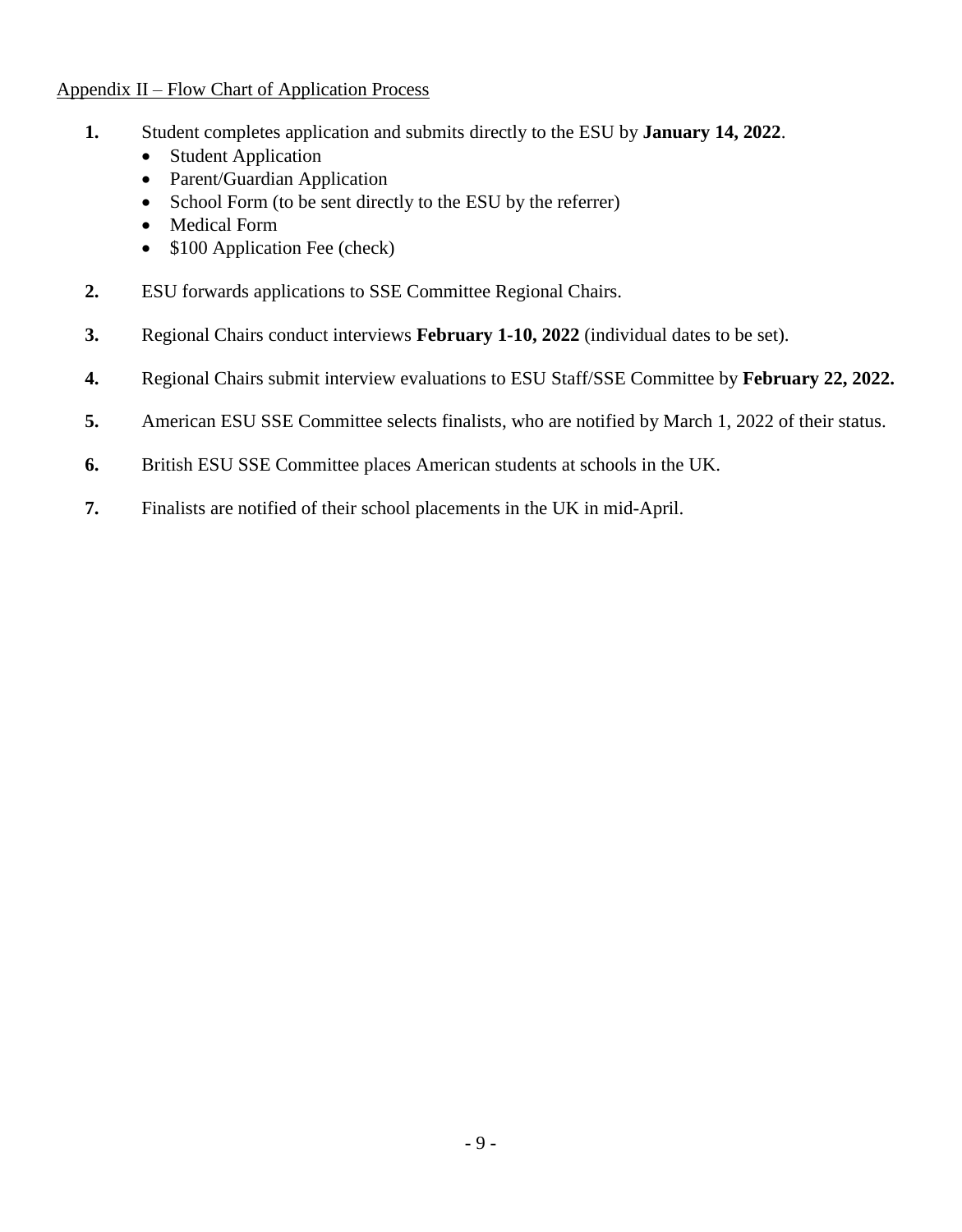Appendix II – Flow Chart of Application Process

1. Student completes application and submits directly to the ESU by **January 14, 2022**.
   - Student Application
   - Parent/Guardian Application
   - School Form (to be sent directly to the ESU by the referrer)
   - Medical Form
   - $100 Application Fee (check)

2. ESU forwards applications to SSE Committee Regional Chairs.

3. Regional Chairs conduct interviews **February 1-10, 2022** (individual dates to be set).

4. Regional Chairs submit interview evaluations to ESU Staff/SSE Committee by **February 22, 2022.**

5. American ESU SSE Committee selects finalists, who are notified by March 1, 2022 of their status.

6. British ESU SSE Committee places American students at schools in the UK.

7. Finalists are notified of their school placements in the UK in mid-April.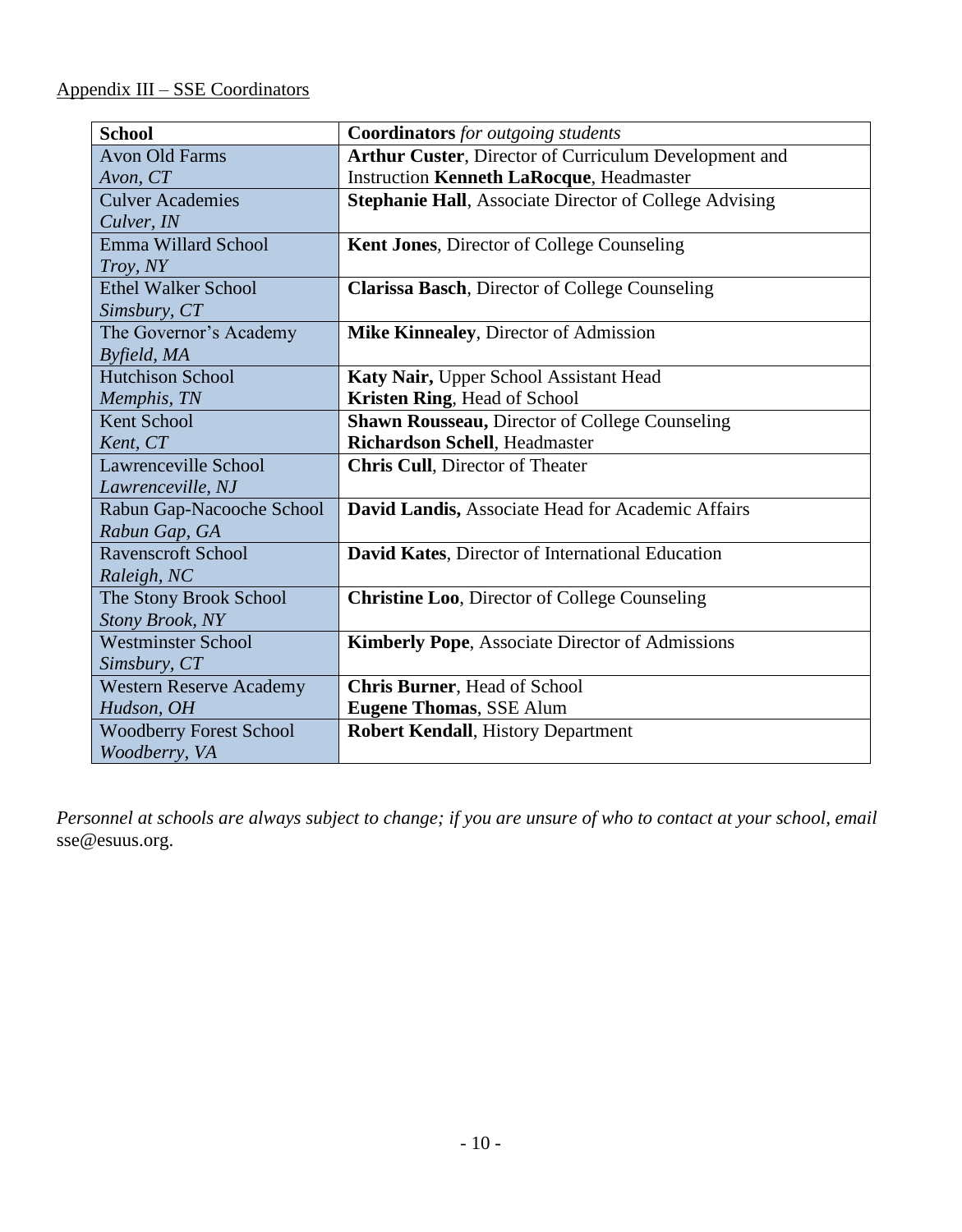Appendix III – SSE Coordinators

| **School** | **Coordinators** *for outgoing students* |
| --- | --- |
| Avon Old Farms *Avon, CT* | **Arthur Custer**, Director of Curriculum Development and Instruction **Kenneth LaRocque**, Headmaster |
| Culver Academies *Culver, IN* | **Stephanie Hall**, Associate Director of College Advising |
| Emma Willard School *Troy, NY* | **Kent Jones**, Director of College Counseling |
| Ethel Walker School *Simsbury, CT* | **Clarissa Basch**, Director of College Counseling |
| The Governor's Academy *Byfield, MA* | **Mike Kinnealey**, Director of Admission |
| Hutchison School *Memphis, TN* | **Katy Nair,** Upper School Assistant Head **Kristen Ring**, Head of School |
| Kent School *Kent, CT* | **Shawn Rousseau,** Director of College Counseling **Richardson Schell**, Headmaster |
| Lawrenceville School *Lawrenceville, NJ* | **Chris Cull**, Director of Theater |
| Rabun Gap-Nacooche School *Rabun Gap, GA* | **David Landis,** Associate Head for Academic Affairs |
| Ravenscroft School *Raleigh, NC* | **David Kates**, Director of International Education |
| The Stony Brook School *Stony Brook, NY* | **Christine Loo**, Director of College Counseling |
| Westminster School *Simsbury, CT* | **Kimberly Pope**, Associate Director of Admissions |
| Western Reserve Academy *Hudson, OH* | **Chris Burner**, Head of School **Eugene Thomas**, SSE Alum |
| Woodberry Forest School *Woodberry, VA* | **Robert Kendall**, History Department |

*Personnel at schools are always subject to change; if you are unsure of who to contact at your school, email* sse@esuus.org.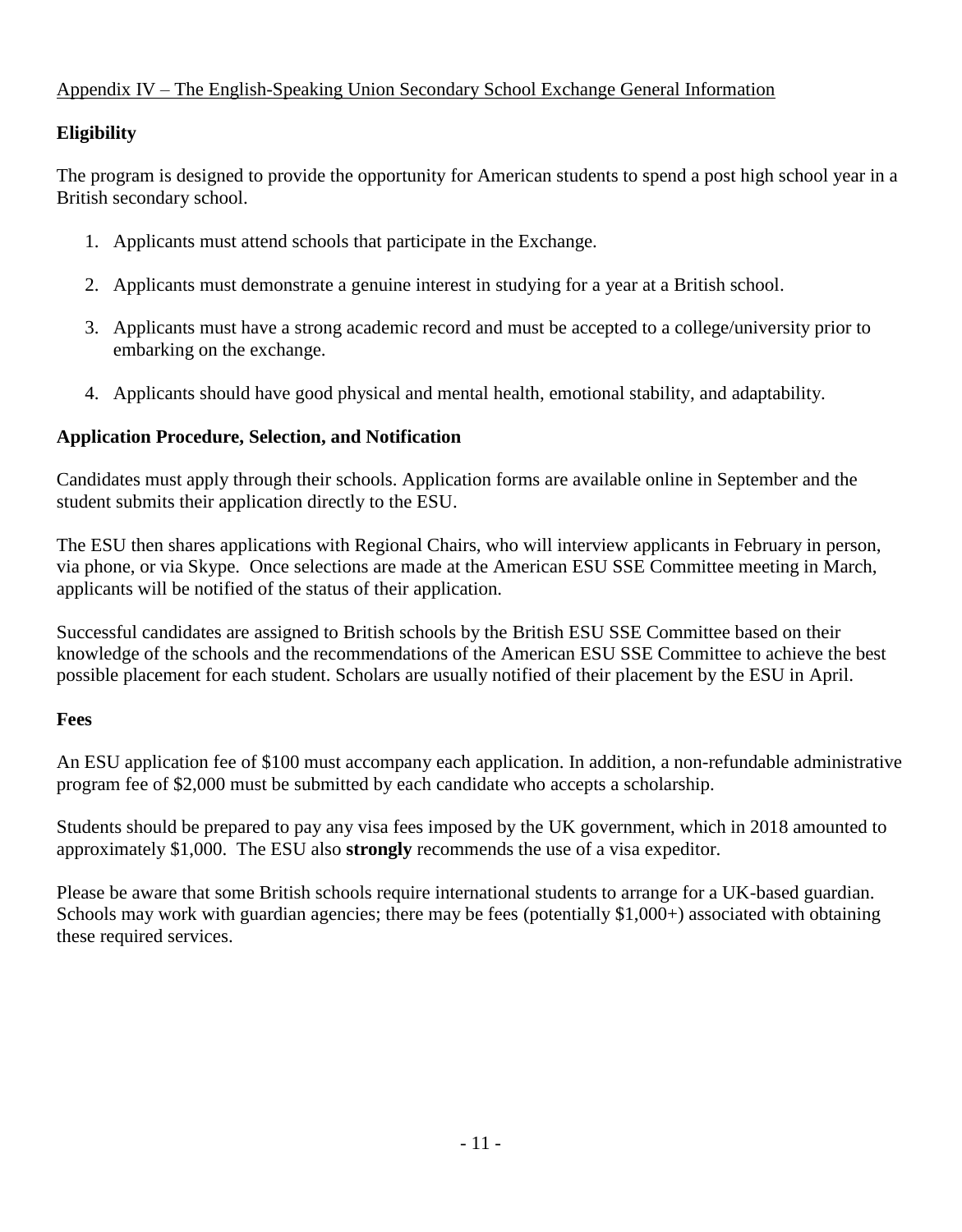Appendix IV – The English-Speaking Union Secondary School Exchange General Information

## Eligibility

The program is designed to provide the opportunity for American students to spend a post high school year in a British secondary school.

1. Applicants must attend schools that participate in the Exchange.

2. Applicants must demonstrate a genuine interest in studying for a year at a British school.

3. Applicants must have a strong academic record and must be accepted to a college/university prior to embarking on the exchange.

4. Applicants should have good physical and mental health, emotional stability, and adaptability.

## Application Procedure, Selection, and Notification

Candidates must apply through their schools. Application forms are available online in September and the student submits their application directly to the ESU.

The ESU then shares applications with Regional Chairs, who will interview applicants in February in person, via phone, or via Skype. Once selections are made at the American ESU SSE Committee meeting in March, applicants will be notified of the status of their application.

Successful candidates are assigned to British schools by the British ESU SSE Committee based on their knowledge of the schools and the recommendations of the American ESU SSE Committee to achieve the best possible placement for each student. Scholars are usually notified of their placement by the ESU in April.

## Fees

An ESU application fee of $100 must accompany each application. In addition, a non-refundable administrative program fee of $2,000 must be submitted by each candidate who accepts a scholarship.

Students should be prepared to pay any visa fees imposed by the UK government, which in 2018 amounted to approximately $1,000. The ESU also **strongly** recommends the use of a visa expeditor.

Please be aware that some British schools require international students to arrange for a UK-based guardian. Schools may work with guardian agencies; there may be fees (potentially $1,000+) associated with obtaining these required services.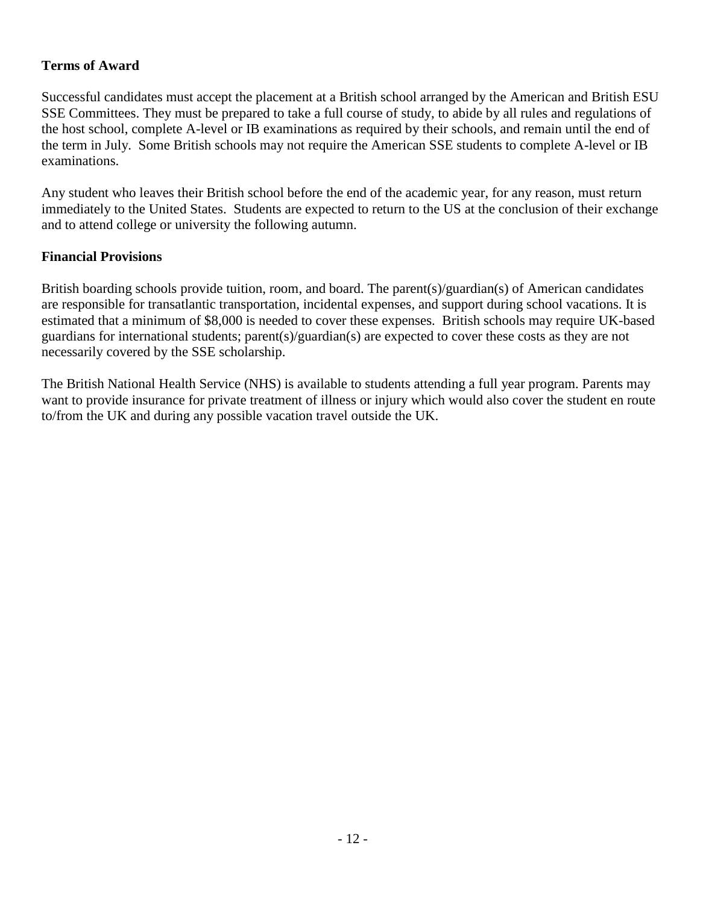## Terms of Award

Successful candidates must accept the placement at a British school arranged by the American and British ESU SSE Committees. They must be prepared to take a full course of study, to abide by all rules and regulations of the host school, complete A-level or IB examinations as required by their schools, and remain until the end of the term in July. Some British schools may not require the American SSE students to complete A-level or IB examinations.

Any student who leaves their British school before the end of the academic year, for any reason, must return immediately to the United States. Students are expected to return to the US at the conclusion of their exchange and to attend college or university the following autumn.

## Financial Provisions

British boarding schools provide tuition, room, and board. The parent(s)/guardian(s) of American candidates are responsible for transatlantic transportation, incidental expenses, and support during school vacations. It is estimated that a minimum of $8,000 is needed to cover these expenses. British schools may require UK-based guardians for international students; parent(s)/guardian(s) are expected to cover these costs as they are not necessarily covered by the SSE scholarship.

The British National Health Service (NHS) is available to students attending a full year program. Parents may want to provide insurance for private treatment of illness or injury which would also cover the student en route to/from the UK and during any possible vacation travel outside the UK.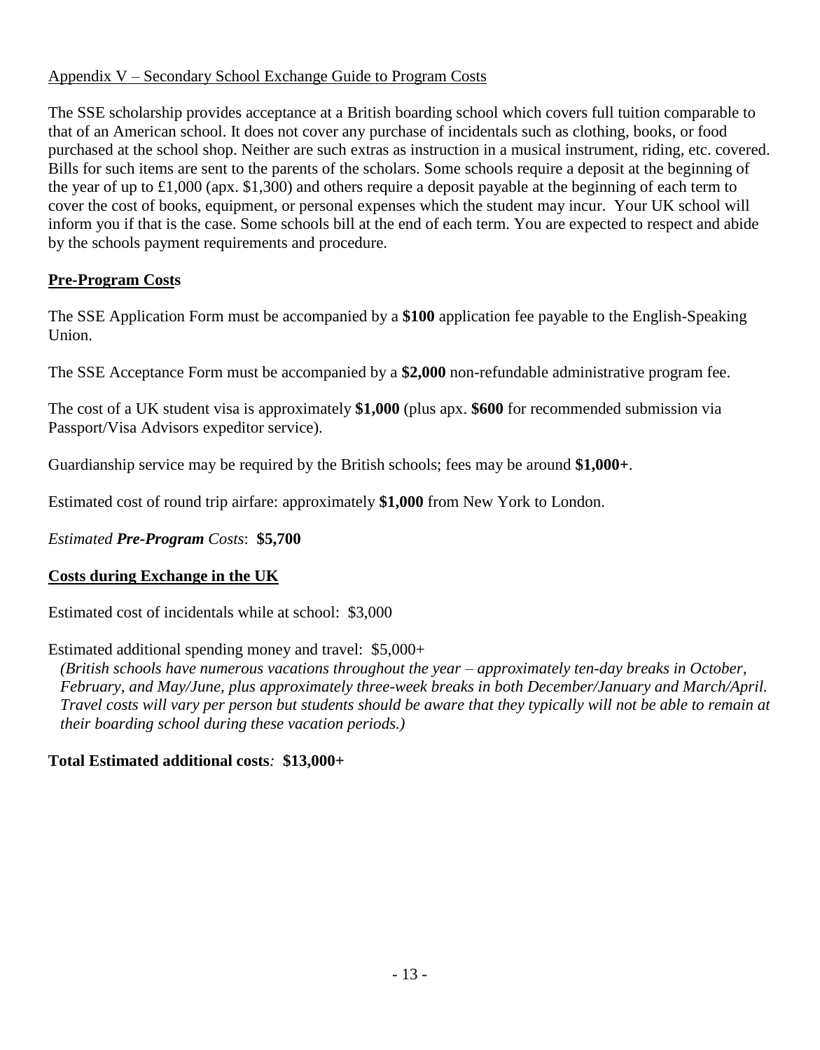Appendix V – Secondary School Exchange Guide to Program Costs

The SSE scholarship provides acceptance at a British boarding school which covers full tuition comparable to that of an American school. It does not cover any purchase of incidentals such as clothing, books, or food purchased at the school shop. Neither are such extras as instruction in a musical instrument, riding, etc. covered. Bills for such items are sent to the parents of the scholars. Some schools require a deposit at the beginning of the year of up to £1,000 (apx. $1,300) and others require a deposit payable at the beginning of each term to cover the cost of books, equipment, or personal expenses which the student may incur. Your UK school will inform you if that is the case. Some schools bill at the end of each term. You are expected to respect and abide by the schools payment requirements and procedure.

## Pre-Program Costs

The SSE Application Form must be accompanied by a **$100** application fee payable to the English-Speaking Union.

The SSE Acceptance Form must be accompanied by a **$2,000** non-refundable administrative program fee.

The cost of a UK student visa is approximately **$1,000** (plus apx. **$600** for recommended submission via Passport/Visa Advisors expeditor service).

Guardianship service may be required by the British schools; fees may be around **$1,000+**.

Estimated cost of round trip airfare: approximately **$1,000** from New York to London.

*Estimated **Pre-Program** Costs*: **$5,700**

## Costs during Exchange in the UK

Estimated cost of incidentals while at school: $3,000

Estimated additional spending money and travel: $5,000+
*(British schools have numerous vacations throughout the year – approximately ten-day breaks in October, February, and May/June, plus approximately three-week breaks in both December/January and March/April. Travel costs will vary per person but students should be aware that they typically will not be able to remain at their boarding school during these vacation periods.)*

**Total Estimated additional costs: $13,000+**